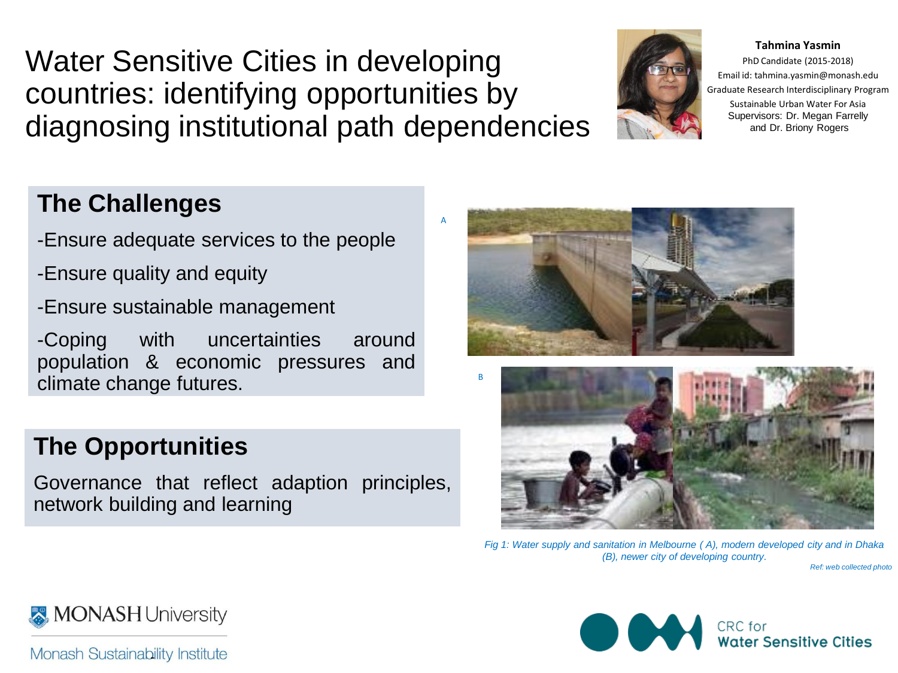# Water Sensitive Cities in developing countries: identifying opportunities by diagnosing institutional path dependencies

**Tahmina Yasmin**
PhD Candidate (2015-2018)
Email id: tahmina.yasmin@monash.edu
Graduate Research Interdisciplinary Program
Sustainable Urban Water For Asia
Supervisors: Dr. Megan Farrelly and Dr. Briony Rogers

## The Challenges

-Ensure adequate services to the people

-Ensure quality and equity

-Ensure sustainable management

-Coping with uncertainties around population & economic pressures and climate change futures.

## The Opportunities

Governance that reflect adaption principles, network building and learning

A

B

*Fig 1: Water supply and sanitation in Melbourne ( A), modern developed city and in Dhaka (B), newer city of developing country.*

*Ref: web collected photo*

MONASH University

Monash Sustainability Institute

CRC for Water Sensitive Cities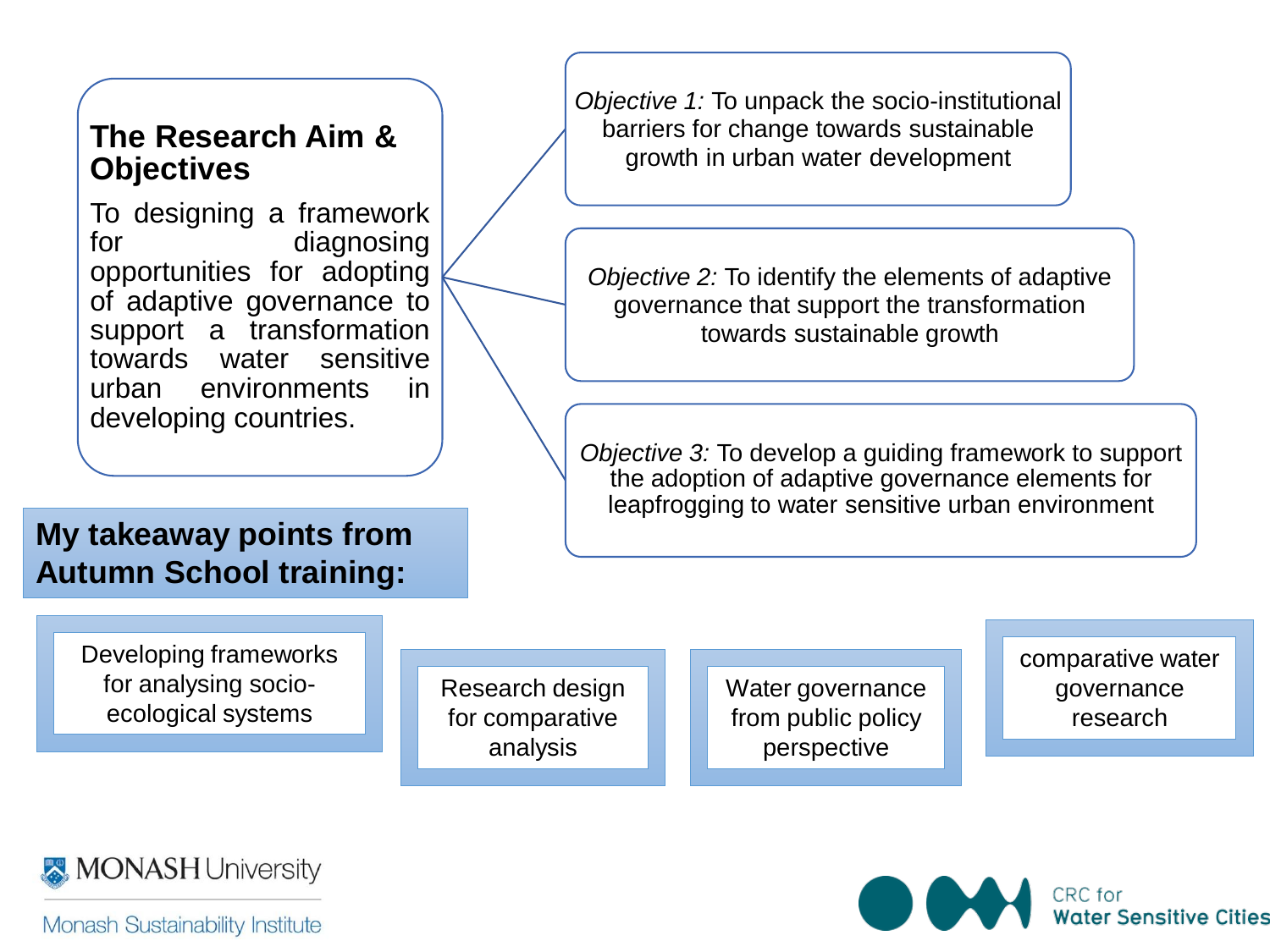## The Research Aim & Objectives

To designing a framework for diagnosing opportunities for adopting of adaptive governance to support a transformation towards water sensitive urban environments in developing countries.

*Objective 1:* To unpack the socio-institutional barriers for change towards sustainable growth in urban water development

*Objective 2:* To identify the elements of adaptive governance that support the transformation towards sustainable growth

*Objective 3:* To develop a guiding framework to support the adoption of adaptive governance elements for leapfrogging to water sensitive urban environment

## My takeaway points from Autumn School training:

- Developing frameworks for analysing socio-ecological systems
- Research design for comparative analysis
- Water governance from public policy perspective
- comparative water governance research

MONASH University

Monash Sustainability Institute

CRC for Water Sensitive Cities